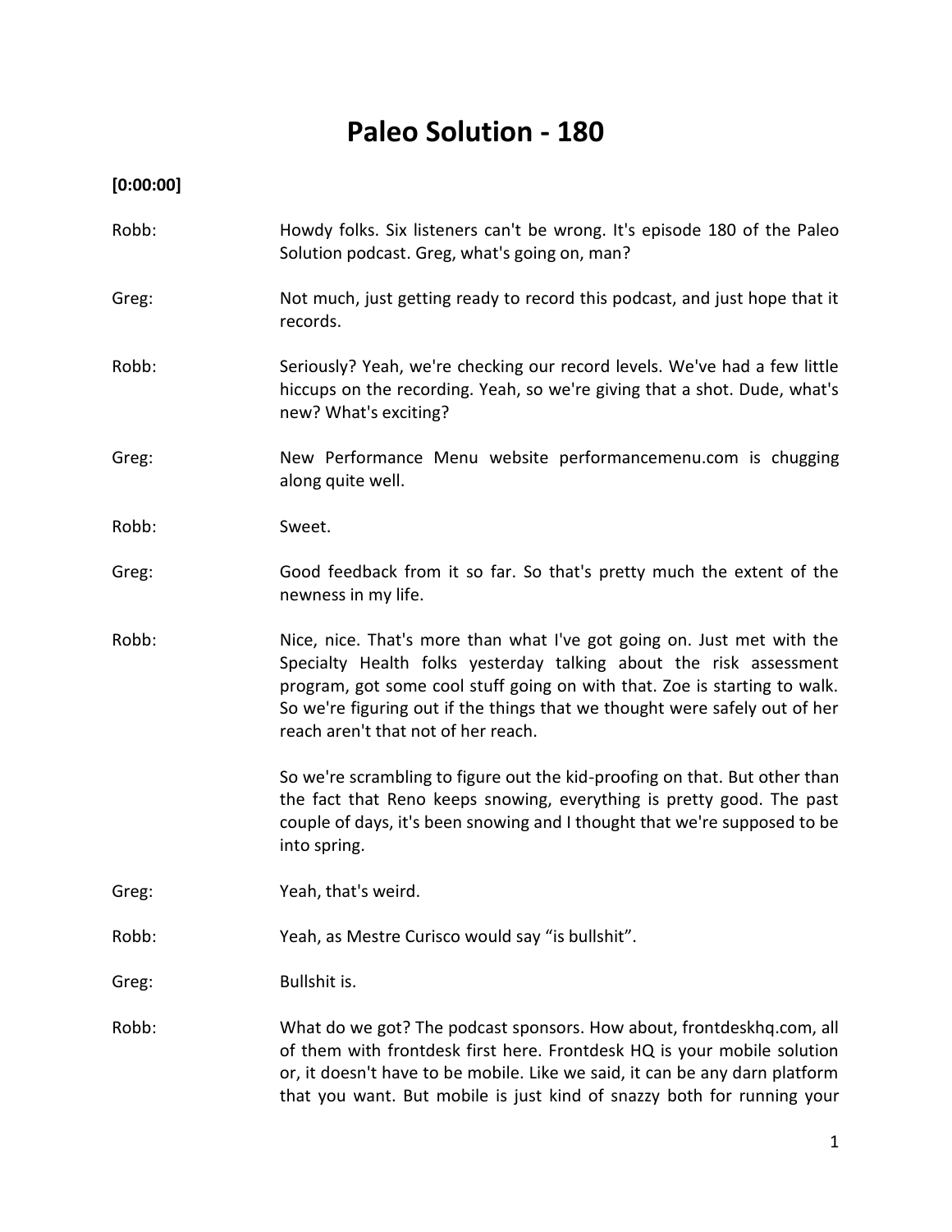# Paleo Solution - 180

**[0:00:00]**

Robb: Howdy folks. Six listeners can't be wrong. It's episode 180 of the Paleo Solution podcast. Greg, what's going on, man?

Greg: Not much, just getting ready to record this podcast, and just hope that it records.

Robb: Seriously? Yeah, we're checking our record levels. We've had a few little hiccups on the recording. Yeah, so we're giving that a shot. Dude, what's new? What's exciting?

Greg: New Performance Menu website performancemenu.com is chugging along quite well.

Robb: Sweet.

Greg: Good feedback from it so far. So that's pretty much the extent of the newness in my life.

Robb: Nice, nice. That's more than what I've got going on. Just met with the Specialty Health folks yesterday talking about the risk assessment program, got some cool stuff going on with that. Zoe is starting to walk. So we're figuring out if the things that we thought were safely out of her reach aren't that not of her reach.

So we're scrambling to figure out the kid-proofing on that. But other than the fact that Reno keeps snowing, everything is pretty good. The past couple of days, it's been snowing and I thought that we're supposed to be into spring.

Greg: Yeah, that's weird.

Robb: Yeah, as Mestre Curisco would say "is bullshit".

Greg: Bullshit is.

Robb: What do we got? The podcast sponsors. How about, frontdeskhq.com, all of them with frontdesk first here. Frontdesk HQ is your mobile solution or, it doesn't have to be mobile. Like we said, it can be any darn platform that you want. But mobile is just kind of snazzy both for running your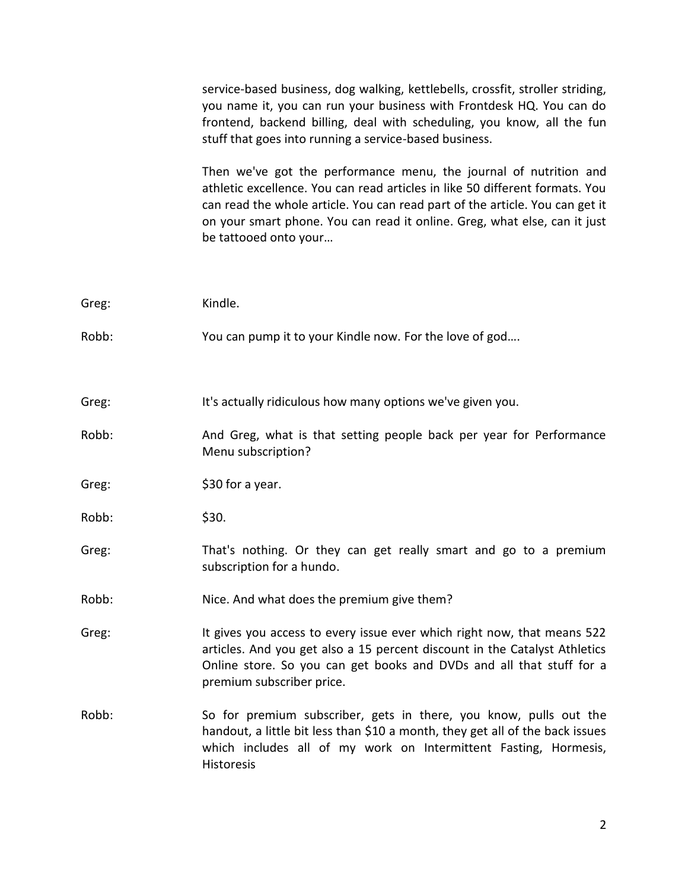service-based business, dog walking, kettlebells, crossfit, stroller striding, you name it, you can run your business with Frontdesk HQ. You can do frontend, backend billing, deal with scheduling, you know, all the fun stuff that goes into running a service-based business.

Then we've got the performance menu, the journal of nutrition and athletic excellence. You can read articles in like 50 different formats. You can read the whole article. You can read part of the article. You can get it on your smart phone. You can read it online. Greg, what else, can it just be tattooed onto your…

Greg: Kindle.

Robb: You can pump it to your Kindle now. For the love of god….

Greg: It's actually ridiculous how many options we've given you.

Robb: And Greg, what is that setting people back per year for Performance Menu subscription?

Greg: $30 for a year.

Robb: $30.

Greg: That's nothing. Or they can get really smart and go to a premium subscription for a hundo.

Robb: Nice. And what does the premium give them?

Greg: It gives you access to every issue ever which right now, that means 522 articles. And you get also a 15 percent discount in the Catalyst Athletics Online store. So you can get books and DVDs and all that stuff for a premium subscriber price.

Robb: So for premium subscriber, gets in there, you know, pulls out the handout, a little bit less than $10 a month, they get all of the back issues which includes all of my work on Intermittent Fasting, Hormesis, Historesis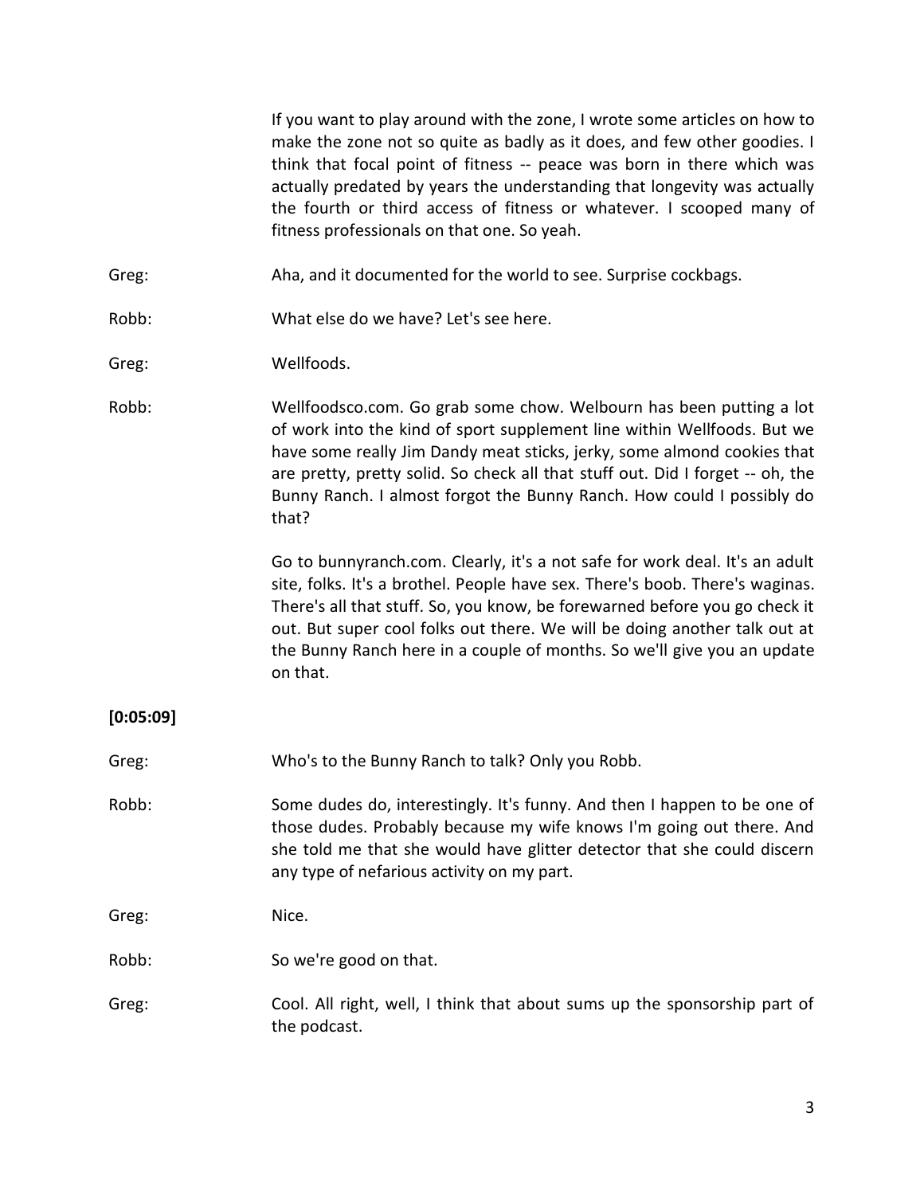If you want to play around with the zone, I wrote some articles on how to make the zone not so quite as badly as it does, and few other goodies. I think that focal point of fitness -- peace was born in there which was actually predated by years the understanding that longevity was actually the fourth or third access of fitness or whatever. I scooped many of fitness professionals on that one. So yeah.

Greg: Aha, and it documented for the world to see. Surprise cockbags.

Robb: What else do we have? Let's see here.

Greg: Wellfoods.

Robb: Wellfoodsco.com. Go grab some chow. Welbourn has been putting a lot of work into the kind of sport supplement line within Wellfoods. But we have some really Jim Dandy meat sticks, jerky, some almond cookies that are pretty, pretty solid. So check all that stuff out. Did I forget -- oh, the Bunny Ranch. I almost forgot the Bunny Ranch. How could I possibly do that?

Go to bunnyranch.com. Clearly, it's a not safe for work deal. It's an adult site, folks. It's a brothel. People have sex. There's boob. There's waginas. There's all that stuff. So, you know, be forewarned before you go check it out. But super cool folks out there. We will be doing another talk out at the Bunny Ranch here in a couple of months. So we'll give you an update on that.

**[0:05:09]**

Greg: Who's to the Bunny Ranch to talk? Only you Robb.

Robb: Some dudes do, interestingly. It's funny. And then I happen to be one of those dudes. Probably because my wife knows I'm going out there. And she told me that she would have glitter detector that she could discern any type of nefarious activity on my part.

Greg: Nice.

Robb: So we're good on that.

Greg: Cool. All right, well, I think that about sums up the sponsorship part of the podcast.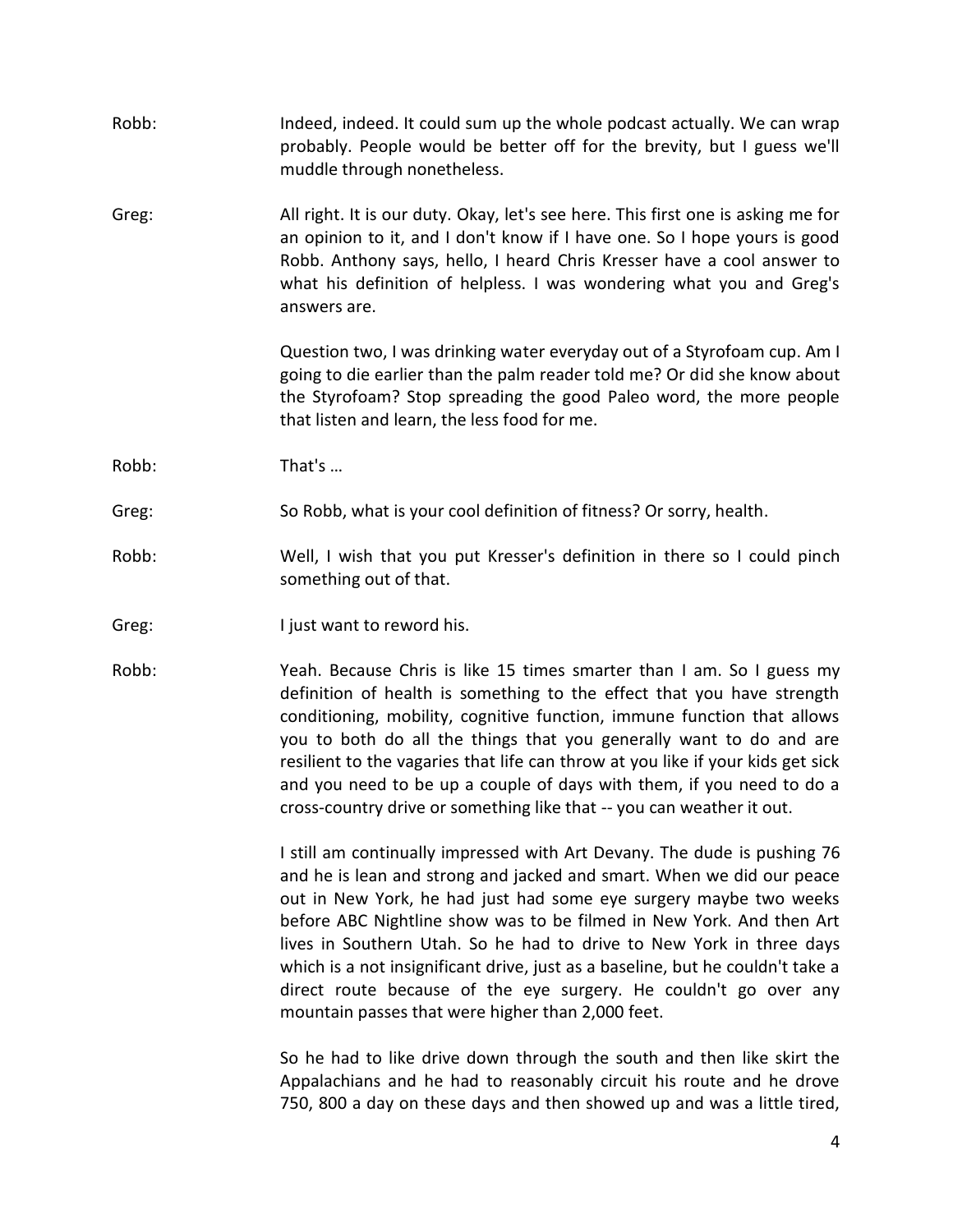Robb: Indeed, indeed. It could sum up the whole podcast actually. We can wrap probably. People would be better off for the brevity, but I guess we'll muddle through nonetheless.

Greg: All right. It is our duty. Okay, let's see here. This first one is asking me for an opinion to it, and I don't know if I have one. So I hope yours is good Robb. Anthony says, hello, I heard Chris Kresser have a cool answer to what his definition of helpless. I was wondering what you and Greg's answers are.

Question two, I was drinking water everyday out of a Styrofoam cup. Am I going to die earlier than the palm reader told me? Or did she know about the Styrofoam? Stop spreading the good Paleo word, the more people that listen and learn, the less food for me.

Robb: That's …

Greg: So Robb, what is your cool definition of fitness? Or sorry, health.

Robb: Well, I wish that you put Kresser's definition in there so I could pinch something out of that.

Greg: I just want to reword his.

Robb: Yeah. Because Chris is like 15 times smarter than I am. So I guess my definition of health is something to the effect that you have strength conditioning, mobility, cognitive function, immune function that allows you to both do all the things that you generally want to do and are resilient to the vagaries that life can throw at you like if your kids get sick and you need to be up a couple of days with them, if you need to do a cross-country drive or something like that -- you can weather it out.

I still am continually impressed with Art Devany. The dude is pushing 76 and he is lean and strong and jacked and smart. When we did our peace out in New York, he had just had some eye surgery maybe two weeks before ABC Nightline show was to be filmed in New York. And then Art lives in Southern Utah. So he had to drive to New York in three days which is a not insignificant drive, just as a baseline, but he couldn't take a direct route because of the eye surgery. He couldn't go over any mountain passes that were higher than 2,000 feet.

So he had to like drive down through the south and then like skirt the Appalachians and he had to reasonably circuit his route and he drove 750, 800 a day on these days and then showed up and was a little tired,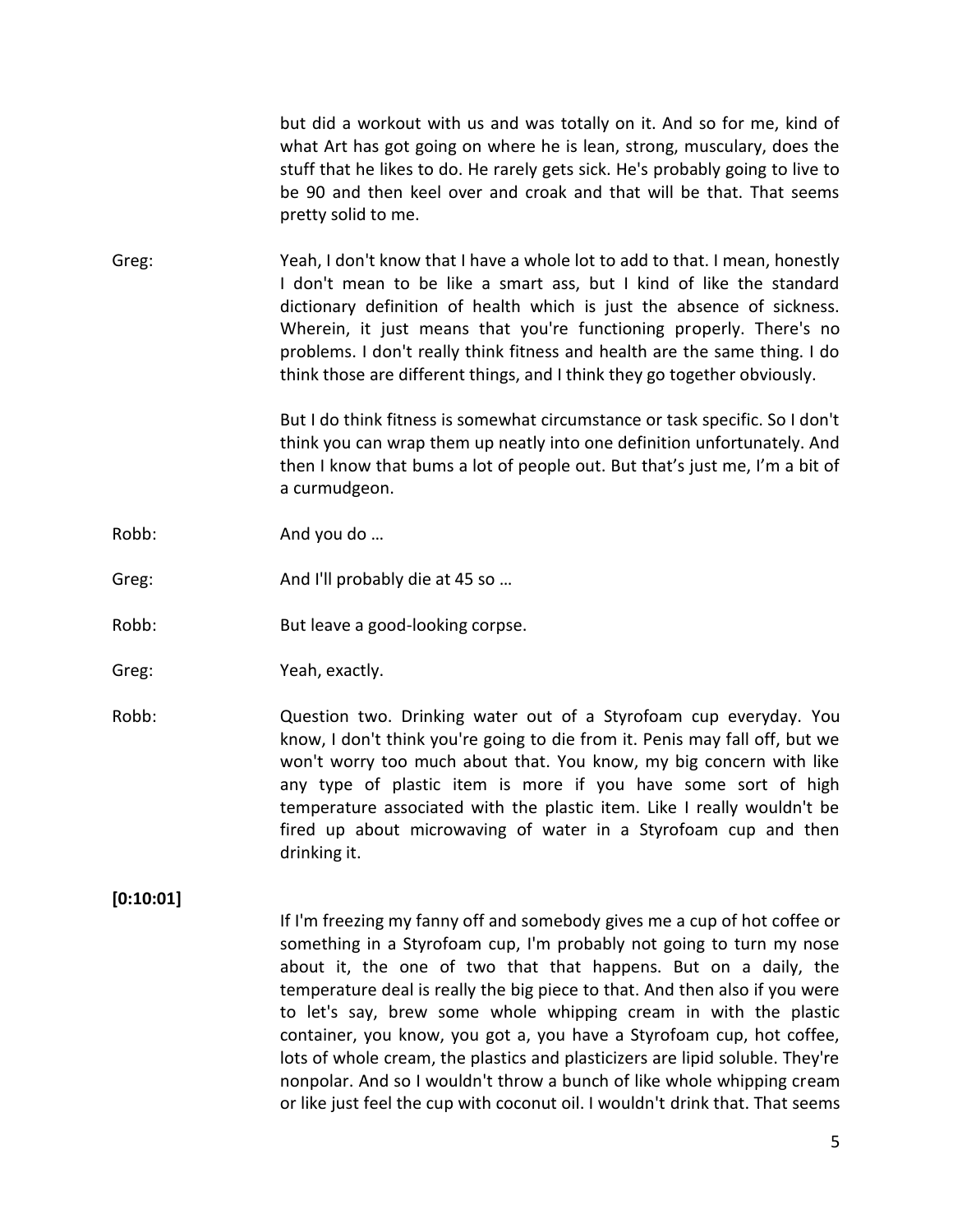but did a workout with us and was totally on it. And so for me, kind of what Art has got going on where he is lean, strong, musculary, does the stuff that he likes to do. He rarely gets sick. He's probably going to live to be 90 and then keel over and croak and that will be that. That seems pretty solid to me.

Greg: Yeah, I don't know that I have a whole lot to add to that. I mean, honestly I don't mean to be like a smart ass, but I kind of like the standard dictionary definition of health which is just the absence of sickness. Wherein, it just means that you're functioning properly. There's no problems. I don't really think fitness and health are the same thing. I do think those are different things, and I think they go together obviously.

But I do think fitness is somewhat circumstance or task specific. So I don't think you can wrap them up neatly into one definition unfortunately. And then I know that bums a lot of people out. But that's just me, I'm a bit of a curmudgeon.

Robb: And you do …

Greg: And I'll probably die at 45 so …

Robb: But leave a good-looking corpse.

Greg: Yeah, exactly.

Robb: Question two. Drinking water out of a Styrofoam cup everyday. You know, I don't think you're going to die from it. Penis may fall off, but we won't worry too much about that. You know, my big concern with like any type of plastic item is more if you have some sort of high temperature associated with the plastic item. Like I really wouldn't be fired up about microwaving of water in a Styrofoam cup and then drinking it.

**[0:10:01]**

If I'm freezing my fanny off and somebody gives me a cup of hot coffee or something in a Styrofoam cup, I'm probably not going to turn my nose about it, the one of two that that happens. But on a daily, the temperature deal is really the big piece to that. And then also if you were to let's say, brew some whole whipping cream in with the plastic container, you know, you got a, you have a Styrofoam cup, hot coffee, lots of whole cream, the plastics and plasticizers are lipid soluble. They're nonpolar. And so I wouldn't throw a bunch of like whole whipping cream or like just feel the cup with coconut oil. I wouldn't drink that. That seems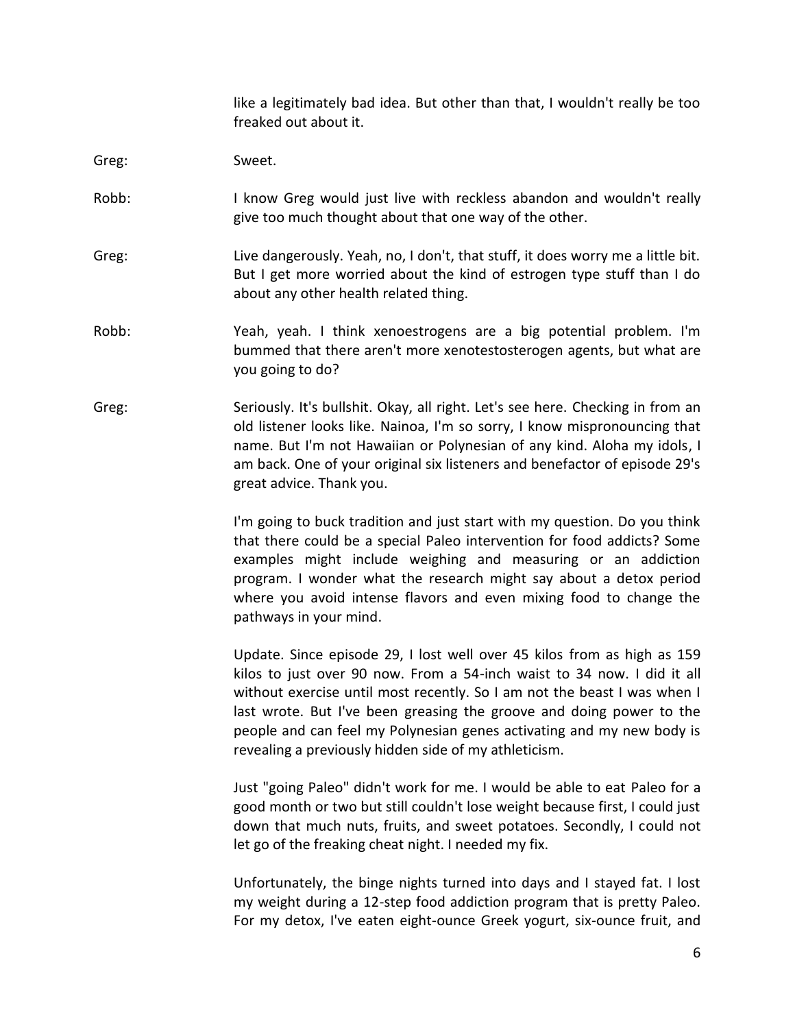like a legitimately bad idea. But other than that, I wouldn't really be too freaked out about it.

Greg: Sweet.

Robb: I know Greg would just live with reckless abandon and wouldn't really give too much thought about that one way of the other.

Greg: Live dangerously. Yeah, no, I don't, that stuff, it does worry me a little bit. But I get more worried about the kind of estrogen type stuff than I do about any other health related thing.

Robb: Yeah, yeah. I think xenoestrogens are a big potential problem. I'm bummed that there aren't more xenotestosterogen agents, but what are you going to do?

Greg: Seriously. It's bullshit. Okay, all right. Let's see here. Checking in from an old listener looks like. Nainoa, I'm so sorry, I know mispronouncing that name. But I'm not Hawaiian or Polynesian of any kind. Aloha my idols, I am back. One of your original six listeners and benefactor of episode 29's great advice. Thank you.

I'm going to buck tradition and just start with my question. Do you think that there could be a special Paleo intervention for food addicts? Some examples might include weighing and measuring or an addiction program. I wonder what the research might say about a detox period where you avoid intense flavors and even mixing food to change the pathways in your mind.

Update. Since episode 29, I lost well over 45 kilos from as high as 159 kilos to just over 90 now. From a 54-inch waist to 34 now. I did it all without exercise until most recently. So I am not the beast I was when I last wrote. But I've been greasing the groove and doing power to the people and can feel my Polynesian genes activating and my new body is revealing a previously hidden side of my athleticism.

Just "going Paleo" didn't work for me. I would be able to eat Paleo for a good month or two but still couldn't lose weight because first, I could just down that much nuts, fruits, and sweet potatoes. Secondly, I could not let go of the freaking cheat night. I needed my fix.

Unfortunately, the binge nights turned into days and I stayed fat. I lost my weight during a 12-step food addiction program that is pretty Paleo. For my detox, I've eaten eight-ounce Greek yogurt, six-ounce fruit, and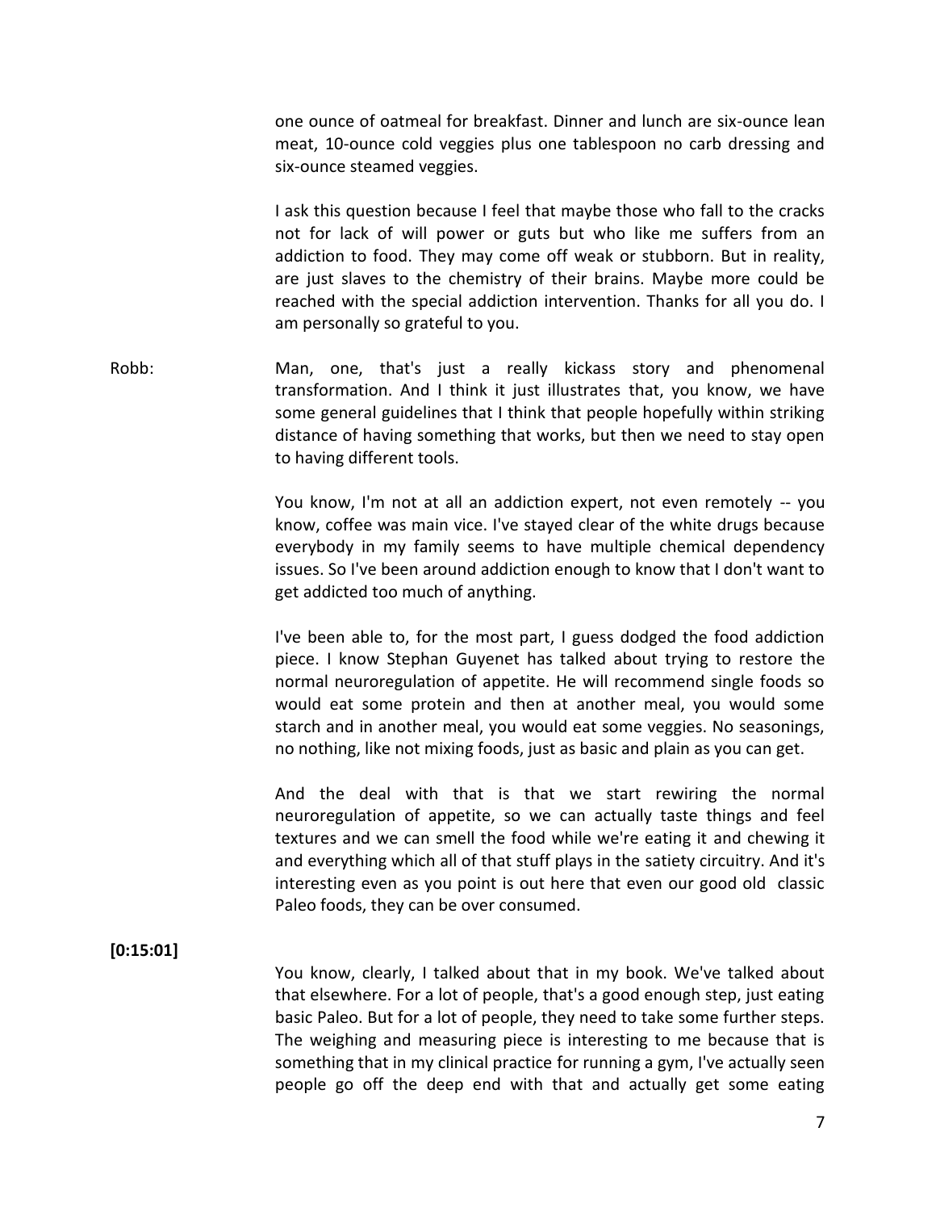one ounce of oatmeal for breakfast. Dinner and lunch are six-ounce lean meat, 10-ounce cold veggies plus one tablespoon no carb dressing and six-ounce steamed veggies.

I ask this question because I feel that maybe those who fall to the cracks not for lack of will power or guts but who like me suffers from an addiction to food. They may come off weak or stubborn. But in reality, are just slaves to the chemistry of their brains. Maybe more could be reached with the special addiction intervention. Thanks for all you do. I am personally so grateful to you.

Robb: Man, one, that's just a really kickass story and phenomenal transformation. And I think it just illustrates that, you know, we have some general guidelines that I think that people hopefully within striking distance of having something that works, but then we need to stay open to having different tools.

You know, I'm not at all an addiction expert, not even remotely -- you know, coffee was main vice. I've stayed clear of the white drugs because everybody in my family seems to have multiple chemical dependency issues. So I've been around addiction enough to know that I don't want to get addicted too much of anything.

I've been able to, for the most part, I guess dodged the food addiction piece. I know Stephan Guyenet has talked about trying to restore the normal neuroregulation of appetite. He will recommend single foods so would eat some protein and then at another meal, you would some starch and in another meal, you would eat some veggies. No seasonings, no nothing, like not mixing foods, just as basic and plain as you can get.

And the deal with that is that we start rewiring the normal neuroregulation of appetite, so we can actually taste things and feel textures and we can smell the food while we're eating it and chewing it and everything which all of that stuff plays in the satiety circuitry. And it's interesting even as you point is out here that even our good old classic Paleo foods, they can be over consumed.

**[0:15:01]**

You know, clearly, I talked about that in my book. We've talked about that elsewhere. For a lot of people, that's a good enough step, just eating basic Paleo. But for a lot of people, they need to take some further steps. The weighing and measuring piece is interesting to me because that is something that in my clinical practice for running a gym, I've actually seen people go off the deep end with that and actually get some eating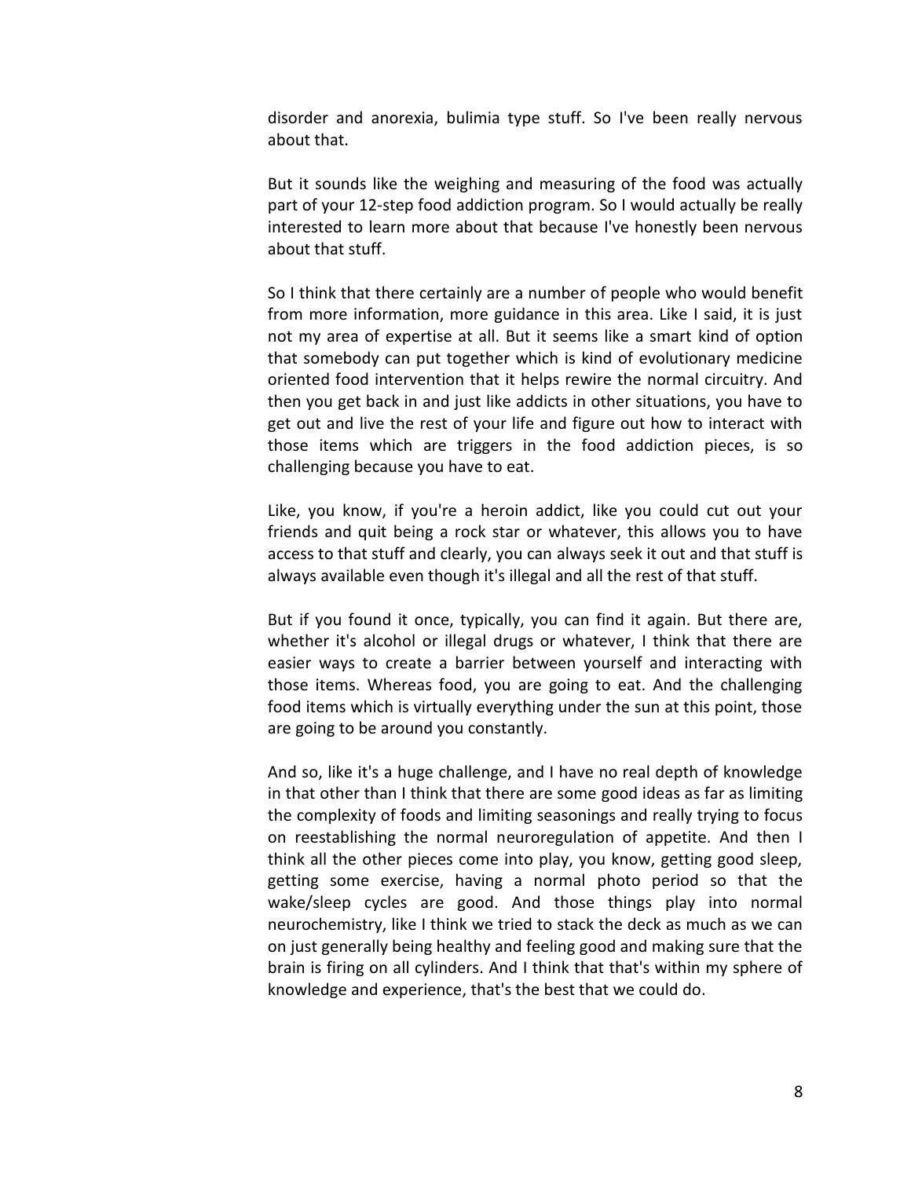disorder and anorexia, bulimia type stuff. So I've been really nervous about that.

But it sounds like the weighing and measuring of the food was actually part of your 12-step food addiction program. So I would actually be really interested to learn more about that because I've honestly been nervous about that stuff.

So I think that there certainly are a number of people who would benefit from more information, more guidance in this area. Like I said, it is just not my area of expertise at all. But it seems like a smart kind of option that somebody can put together which is kind of evolutionary medicine oriented food intervention that it helps rewire the normal circuitry. And then you get back in and just like addicts in other situations, you have to get out and live the rest of your life and figure out how to interact with those items which are triggers in the food addiction pieces, is so challenging because you have to eat.

Like, you know, if you're a heroin addict, like you could cut out your friends and quit being a rock star or whatever, this allows you to have access to that stuff and clearly, you can always seek it out and that stuff is always available even though it's illegal and all the rest of that stuff.

But if you found it once, typically, you can find it again. But there are, whether it's alcohol or illegal drugs or whatever, I think that there are easier ways to create a barrier between yourself and interacting with those items. Whereas food, you are going to eat. And the challenging food items which is virtually everything under the sun at this point, those are going to be around you constantly.

And so, like it's a huge challenge, and I have no real depth of knowledge in that other than I think that there are some good ideas as far as limiting the complexity of foods and limiting seasonings and really trying to focus on reestablishing the normal neuroregulation of appetite. And then I think all the other pieces come into play, you know, getting good sleep, getting some exercise, having a normal photo period so that the wake/sleep cycles are good. And those things play into normal neurochemistry, like I think we tried to stack the deck as much as we can on just generally being healthy and feeling good and making sure that the brain is firing on all cylinders. And I think that that's within my sphere of knowledge and experience, that's the best that we could do.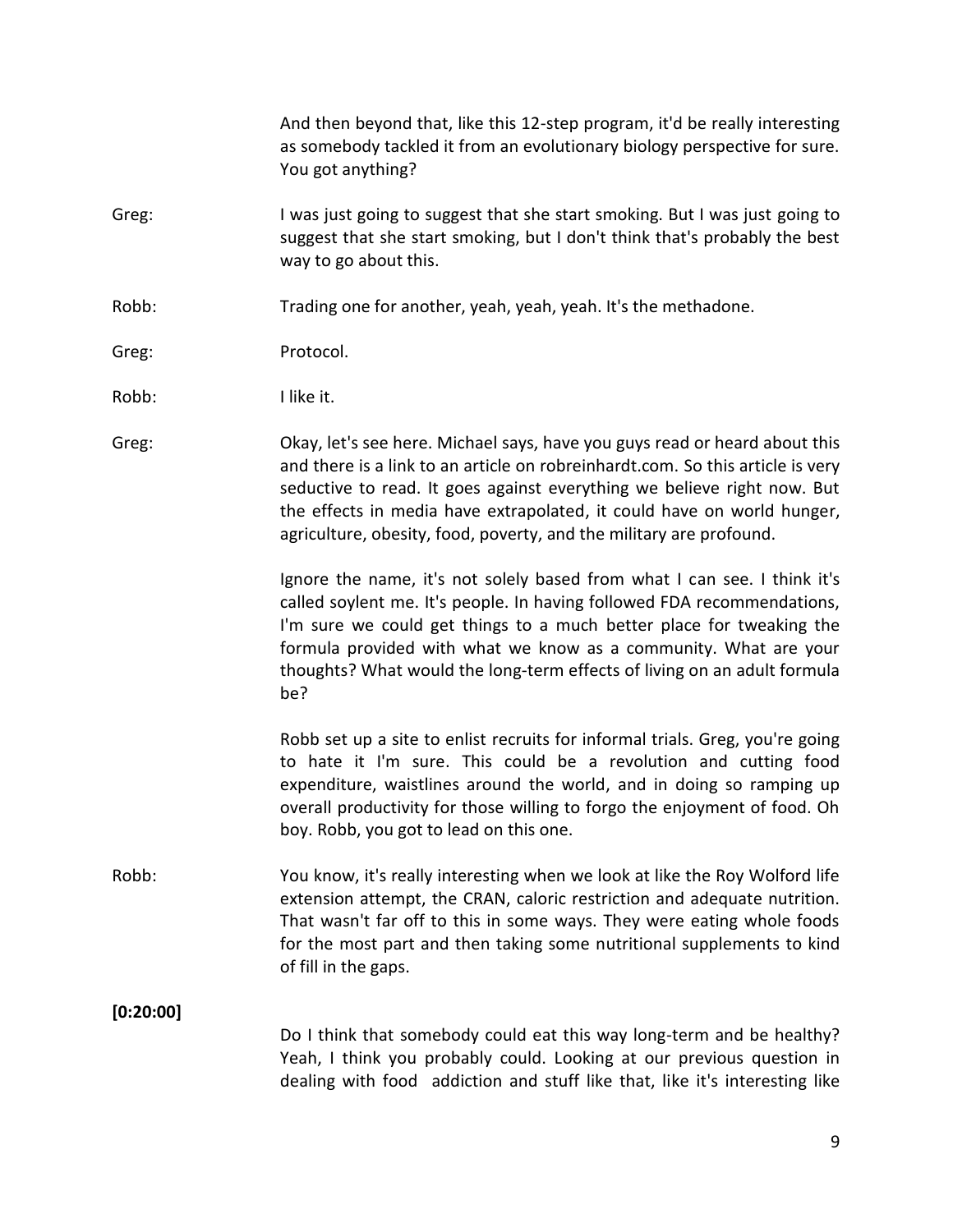And then beyond that, like this 12-step program, it'd be really interesting as somebody tackled it from an evolutionary biology perspective for sure. You got anything?

Greg: I was just going to suggest that she start smoking. But I was just going to suggest that she start smoking, but I don't think that's probably the best way to go about this.

Robb: Trading one for another, yeah, yeah, yeah. It's the methadone.

Greg: Protocol.

Robb: I like it.

Greg: Okay, let's see here. Michael says, have you guys read or heard about this and there is a link to an article on robreinhardt.com. So this article is very seductive to read. It goes against everything we believe right now. But the effects in media have extrapolated, it could have on world hunger, agriculture, obesity, food, poverty, and the military are profound.

Ignore the name, it's not solely based from what I can see. I think it's called soylent me. It's people. In having followed FDA recommendations, I'm sure we could get things to a much better place for tweaking the formula provided with what we know as a community. What are your thoughts? What would the long-term effects of living on an adult formula be?

Robb set up a site to enlist recruits for informal trials. Greg, you're going to hate it I'm sure. This could be a revolution and cutting food expenditure, waistlines around the world, and in doing so ramping up overall productivity for those willing to forgo the enjoyment of food. Oh boy. Robb, you got to lead on this one.

Robb: You know, it's really interesting when we look at like the Roy Wolford life extension attempt, the CRAN, caloric restriction and adequate nutrition. That wasn't far off to this in some ways. They were eating whole foods for the most part and then taking some nutritional supplements to kind of fill in the gaps.

**[0:20:00]**

Do I think that somebody could eat this way long-term and be healthy? Yeah, I think you probably could. Looking at our previous question in dealing with food addiction and stuff like that, like it's interesting like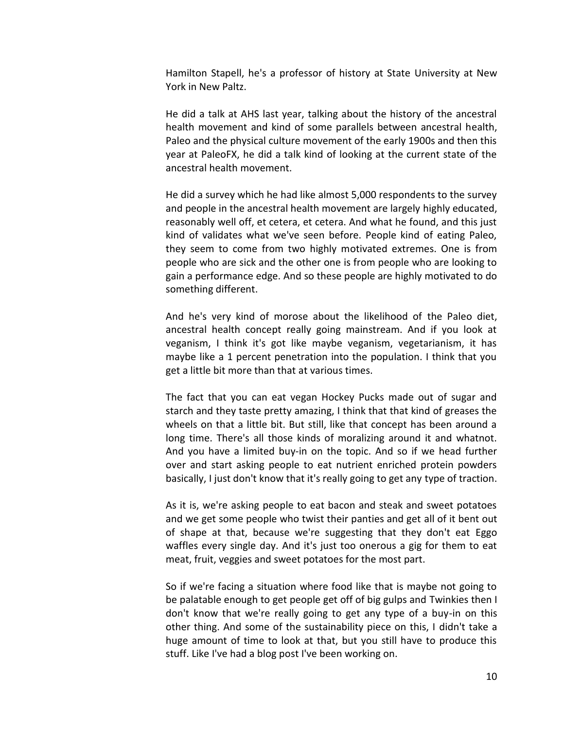Hamilton Stapell, he's a professor of history at State University at New York in New Paltz.

He did a talk at AHS last year, talking about the history of the ancestral health movement and kind of some parallels between ancestral health, Paleo and the physical culture movement of the early 1900s and then this year at PaleoFX, he did a talk kind of looking at the current state of the ancestral health movement.

He did a survey which he had like almost 5,000 respondents to the survey and people in the ancestral health movement are largely highly educated, reasonably well off, et cetera, et cetera. And what he found, and this just kind of validates what we've seen before. People kind of eating Paleo, they seem to come from two highly motivated extremes. One is from people who are sick and the other one is from people who are looking to gain a performance edge. And so these people are highly motivated to do something different.

And he's very kind of morose about the likelihood of the Paleo diet, ancestral health concept really going mainstream. And if you look at veganism, I think it's got like maybe veganism, vegetarianism, it has maybe like a 1 percent penetration into the population. I think that you get a little bit more than that at various times.

The fact that you can eat vegan Hockey Pucks made out of sugar and starch and they taste pretty amazing, I think that that kind of greases the wheels on that a little bit. But still, like that concept has been around a long time. There's all those kinds of moralizing around it and whatnot. And you have a limited buy-in on the topic. And so if we head further over and start asking people to eat nutrient enriched protein powders basically, I just don't know that it's really going to get any type of traction.

As it is, we're asking people to eat bacon and steak and sweet potatoes and we get some people who twist their panties and get all of it bent out of shape at that, because we're suggesting that they don't eat Eggo waffles every single day. And it's just too onerous a gig for them to eat meat, fruit, veggies and sweet potatoes for the most part.

So if we're facing a situation where food like that is maybe not going to be palatable enough to get people get off of big gulps and Twinkies then I don't know that we're really going to get any type of a buy-in on this other thing. And some of the sustainability piece on this, I didn't take a huge amount of time to look at that, but you still have to produce this stuff. Like I've had a blog post I've been working on.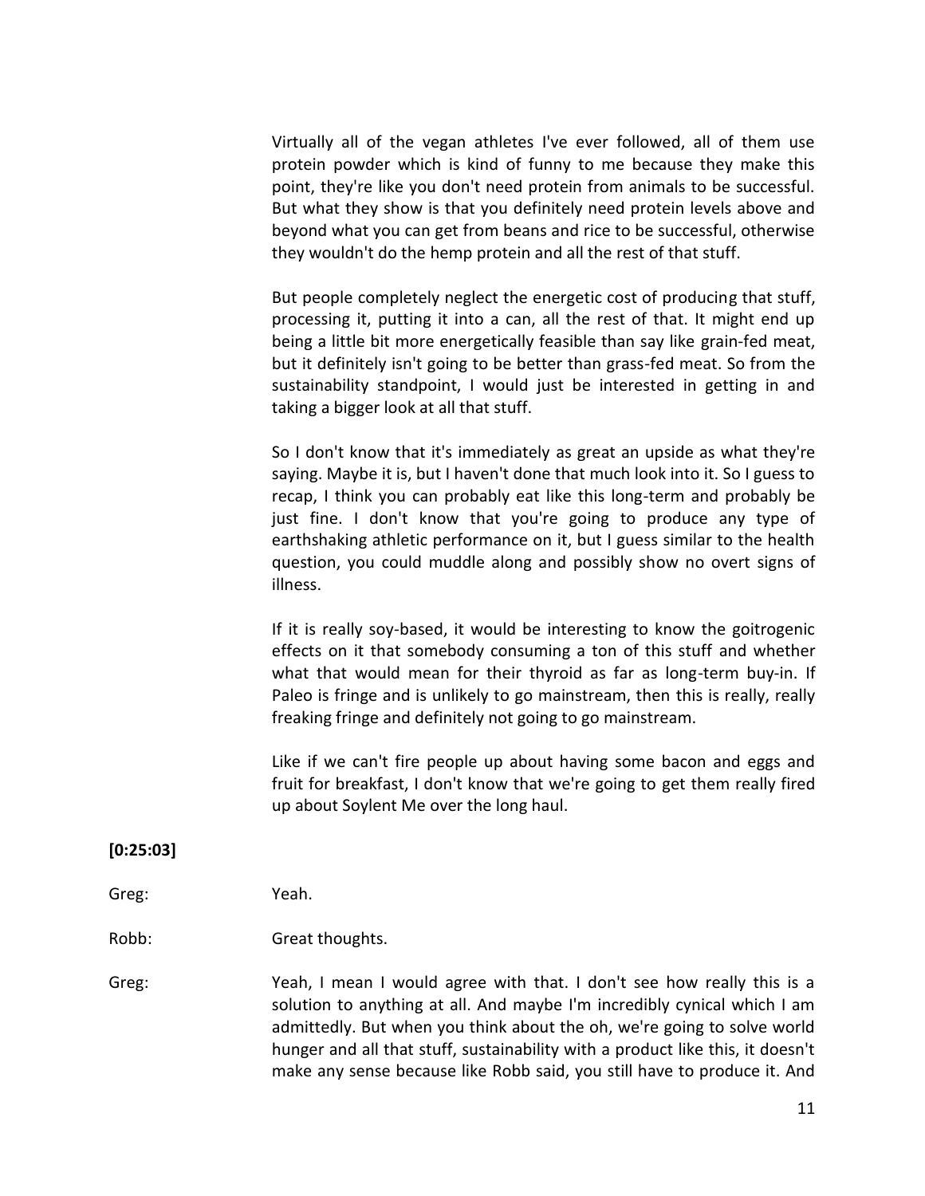Virtually all of the vegan athletes I've ever followed, all of them use protein powder which is kind of funny to me because they make this point, they're like you don't need protein from animals to be successful. But what they show is that you definitely need protein levels above and beyond what you can get from beans and rice to be successful, otherwise they wouldn't do the hemp protein and all the rest of that stuff.

But people completely neglect the energetic cost of producing that stuff, processing it, putting it into a can, all the rest of that. It might end up being a little bit more energetically feasible than say like grain-fed meat, but it definitely isn't going to be better than grass-fed meat. So from the sustainability standpoint, I would just be interested in getting in and taking a bigger look at all that stuff.

So I don't know that it's immediately as great an upside as what they're saying. Maybe it is, but I haven't done that much look into it. So I guess to recap, I think you can probably eat like this long-term and probably be just fine. I don't know that you're going to produce any type of earthshaking athletic performance on it, but I guess similar to the health question, you could muddle along and possibly show no overt signs of illness.

If it is really soy-based, it would be interesting to know the goitrogenic effects on it that somebody consuming a ton of this stuff and whether what that would mean for their thyroid as far as long-term buy-in. If Paleo is fringe and is unlikely to go mainstream, then this is really, really freaking fringe and definitely not going to go mainstream.

Like if we can't fire people up about having some bacon and eggs and fruit for breakfast, I don't know that we're going to get them really fired up about Soylent Me over the long haul.

**[0:25:03]**

Greg: Yeah.

Robb: Great thoughts.

Greg: Yeah, I mean I would agree with that. I don't see how really this is a solution to anything at all. And maybe I'm incredibly cynical which I am admittedly. But when you think about the oh, we're going to solve world hunger and all that stuff, sustainability with a product like this, it doesn't make any sense because like Robb said, you still have to produce it. And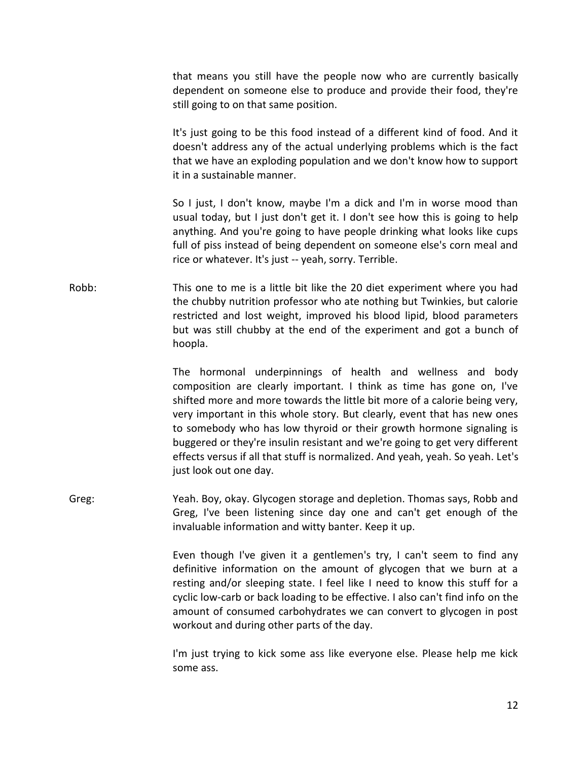that means you still have the people now who are currently basically dependent on someone else to produce and provide their food, they're still going to on that same position.

It's just going to be this food instead of a different kind of food. And it doesn't address any of the actual underlying problems which is the fact that we have an exploding population and we don't know how to support it in a sustainable manner.

So I just, I don't know, maybe I'm a dick and I'm in worse mood than usual today, but I just don't get it. I don't see how this is going to help anything. And you're going to have people drinking what looks like cups full of piss instead of being dependent on someone else's corn meal and rice or whatever. It's just -- yeah, sorry. Terrible.

Robb: This one to me is a little bit like the 20 diet experiment where you had the chubby nutrition professor who ate nothing but Twinkies, but calorie restricted and lost weight, improved his blood lipid, blood parameters but was still chubby at the end of the experiment and got a bunch of hoopla.

The hormonal underpinnings of health and wellness and body composition are clearly important. I think as time has gone on, I've shifted more and more towards the little bit more of a calorie being very, very important in this whole story. But clearly, event that has new ones to somebody who has low thyroid or their growth hormone signaling is buggered or they're insulin resistant and we're going to get very different effects versus if all that stuff is normalized. And yeah, yeah. So yeah. Let's just look out one day.

Greg: Yeah. Boy, okay. Glycogen storage and depletion. Thomas says, Robb and Greg, I've been listening since day one and can't get enough of the invaluable information and witty banter. Keep it up.

Even though I've given it a gentlemen's try, I can't seem to find any definitive information on the amount of glycogen that we burn at a resting and/or sleeping state. I feel like I need to know this stuff for a cyclic low-carb or back loading to be effective. I also can't find info on the amount of consumed carbohydrates we can convert to glycogen in post workout and during other parts of the day.

I'm just trying to kick some ass like everyone else. Please help me kick some ass.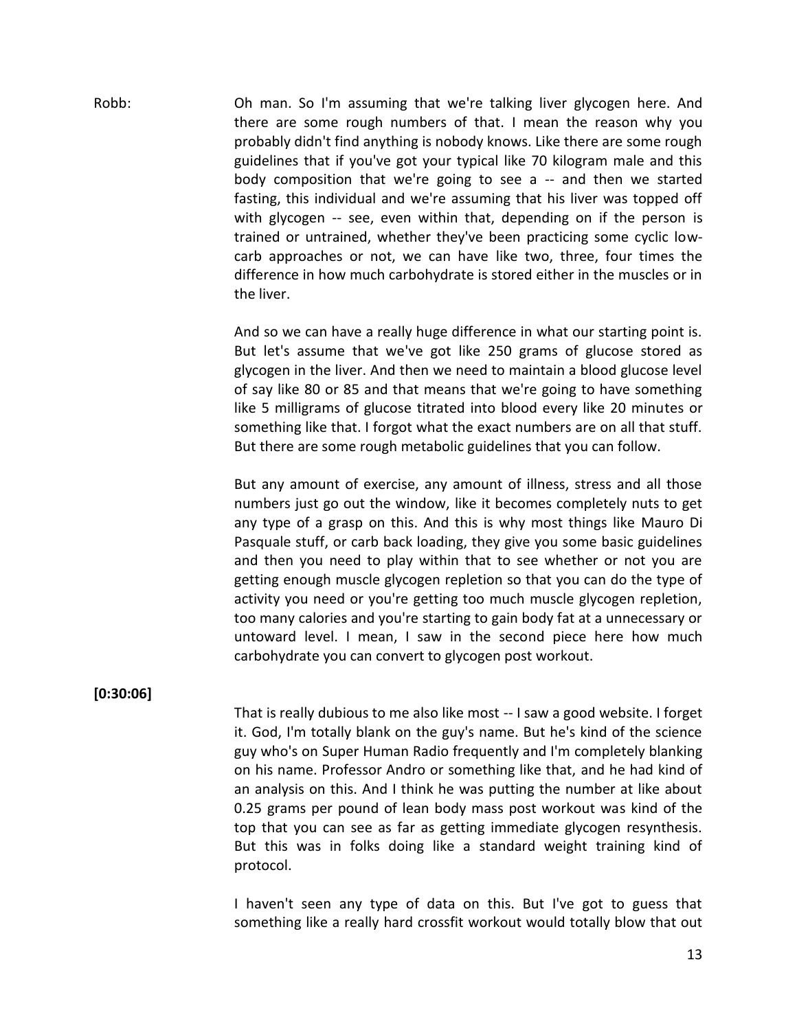Robb: Oh man. So I'm assuming that we're talking liver glycogen here. And there are some rough numbers of that. I mean the reason why you probably didn't find anything is nobody knows. Like there are some rough guidelines that if you've got your typical like 70 kilogram male and this body composition that we're going to see a -- and then we started fasting, this individual and we're assuming that his liver was topped off with glycogen -- see, even within that, depending on if the person is trained or untrained, whether they've been practicing some cyclic low-carb approaches or not, we can have like two, three, four times the difference in how much carbohydrate is stored either in the muscles or in the liver.

And so we can have a really huge difference in what our starting point is. But let's assume that we've got like 250 grams of glucose stored as glycogen in the liver. And then we need to maintain a blood glucose level of say like 80 or 85 and that means that we're going to have something like 5 milligrams of glucose titrated into blood every like 20 minutes or something like that. I forgot what the exact numbers are on all that stuff. But there are some rough metabolic guidelines that you can follow.

But any amount of exercise, any amount of illness, stress and all those numbers just go out the window, like it becomes completely nuts to get any type of a grasp on this. And this is why most things like Mauro Di Pasquale stuff, or carb back loading, they give you some basic guidelines and then you need to play within that to see whether or not you are getting enough muscle glycogen repletion so that you can do the type of activity you need or you're getting too much muscle glycogen repletion, too many calories and you're starting to gain body fat at a unnecessary or untoward level. I mean, I saw in the second piece here how much carbohydrate you can convert to glycogen post workout.

**[0:30:06]**

That is really dubious to me also like most -- I saw a good website. I forget it. God, I'm totally blank on the guy's name. But he's kind of the science guy who's on Super Human Radio frequently and I'm completely blanking on his name. Professor Andro or something like that, and he had kind of an analysis on this. And I think he was putting the number at like about 0.25 grams per pound of lean body mass post workout was kind of the top that you can see as far as getting immediate glycogen resynthesis. But this was in folks doing like a standard weight training kind of protocol.

I haven't seen any type of data on this. But I've got to guess that something like a really hard crossfit workout would totally blow that out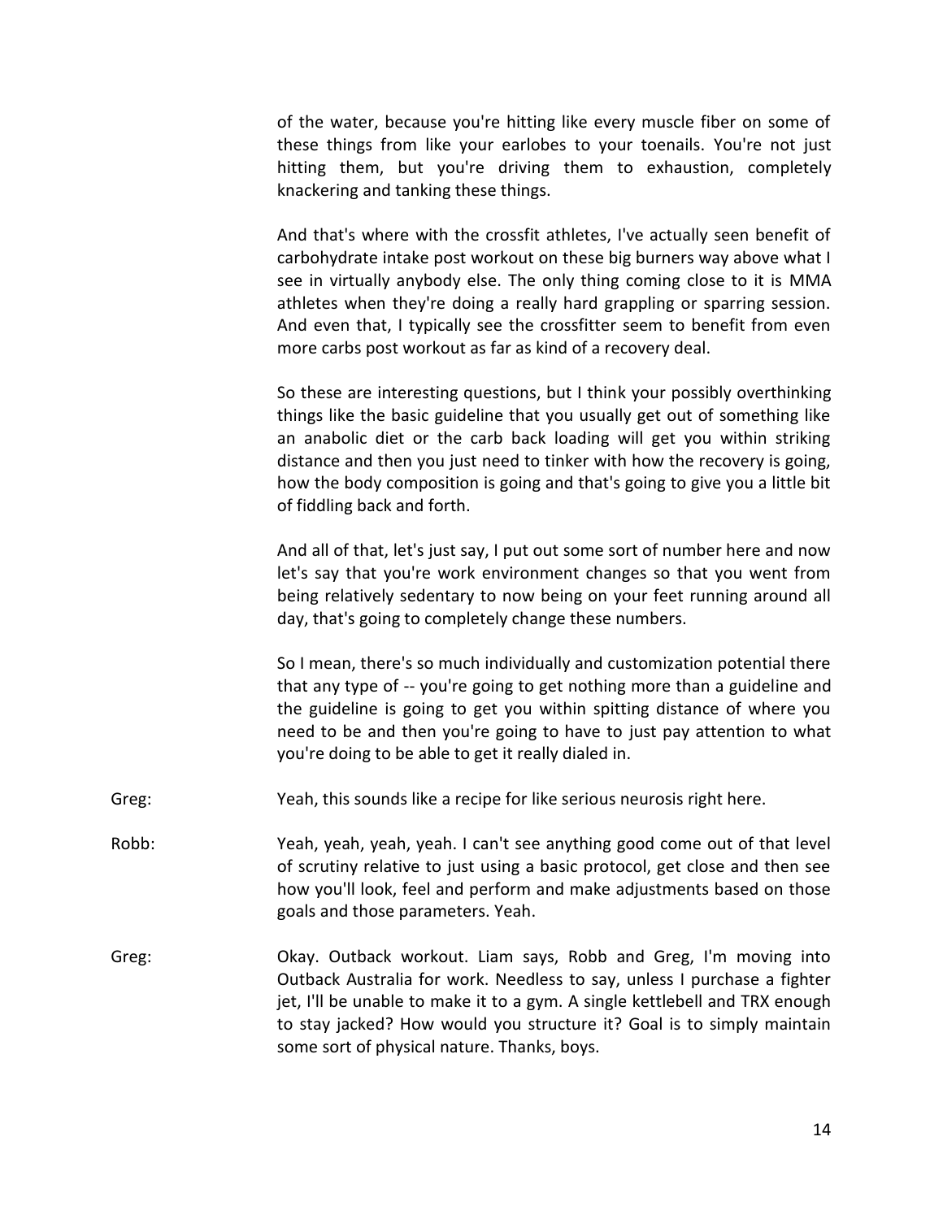of the water, because you're hitting like every muscle fiber on some of these things from like your earlobes to your toenails. You're not just hitting them, but you're driving them to exhaustion, completely knackering and tanking these things.

And that's where with the crossfit athletes, I've actually seen benefit of carbohydrate intake post workout on these big burners way above what I see in virtually anybody else. The only thing coming close to it is MMA athletes when they're doing a really hard grappling or sparring session. And even that, I typically see the crossfitter seem to benefit from even more carbs post workout as far as kind of a recovery deal.

So these are interesting questions, but I think your possibly overthinking things like the basic guideline that you usually get out of something like an anabolic diet or the carb back loading will get you within striking distance and then you just need to tinker with how the recovery is going, how the body composition is going and that's going to give you a little bit of fiddling back and forth.

And all of that, let's just say, I put out some sort of number here and now let's say that you're work environment changes so that you went from being relatively sedentary to now being on your feet running around all day, that's going to completely change these numbers.

So I mean, there's so much individually and customization potential there that any type of -- you're going to get nothing more than a guideline and the guideline is going to get you within spitting distance of where you need to be and then you're going to have to just pay attention to what you're doing to be able to get it really dialed in.

Greg: Yeah, this sounds like a recipe for like serious neurosis right here.

Robb: Yeah, yeah, yeah, yeah. I can't see anything good come out of that level of scrutiny relative to just using a basic protocol, get close and then see how you'll look, feel and perform and make adjustments based on those goals and those parameters. Yeah.

Greg: Okay. Outback workout. Liam says, Robb and Greg, I'm moving into Outback Australia for work. Needless to say, unless I purchase a fighter jet, I'll be unable to make it to a gym. A single kettlebell and TRX enough to stay jacked? How would you structure it? Goal is to simply maintain some sort of physical nature. Thanks, boys.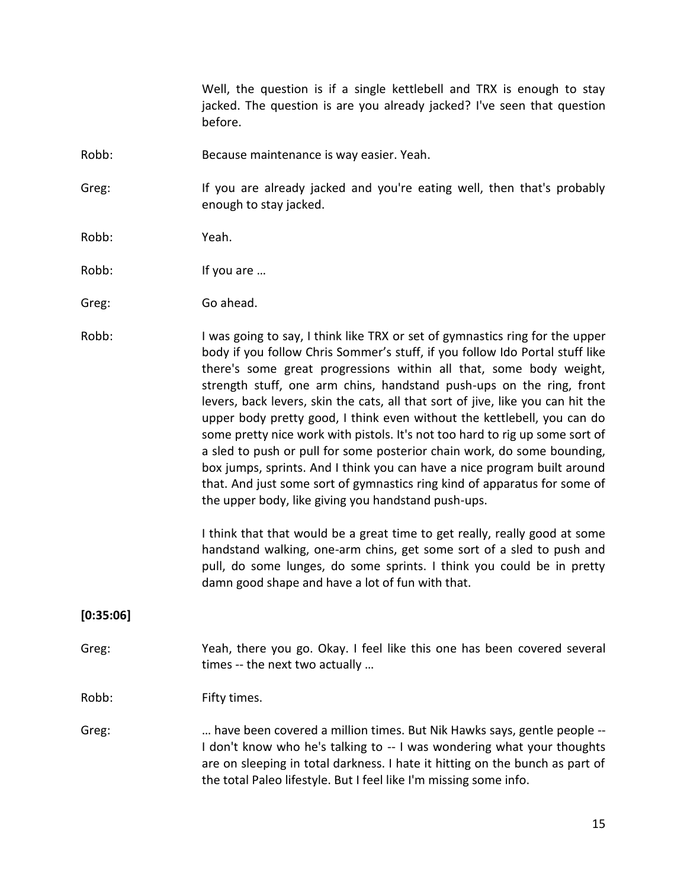Well, the question is if a single kettlebell and TRX is enough to stay jacked. The question is are you already jacked? I've seen that question before.

Robb: Because maintenance is way easier. Yeah.

Greg: If you are already jacked and you're eating well, then that's probably enough to stay jacked.

Robb: Yeah.

Robb: If you are …

Greg: Go ahead.

Robb: I was going to say, I think like TRX or set of gymnastics ring for the upper body if you follow Chris Sommer's stuff, if you follow Ido Portal stuff like there's some great progressions within all that, some body weight, strength stuff, one arm chins, handstand push-ups on the ring, front levers, back levers, skin the cats, all that sort of jive, like you can hit the upper body pretty good, I think even without the kettlebell, you can do some pretty nice work with pistols. It's not too hard to rig up some sort of a sled to push or pull for some posterior chain work, do some bounding, box jumps, sprints. And I think you can have a nice program built around that. And just some sort of gymnastics ring kind of apparatus for some of the upper body, like giving you handstand push-ups.

I think that that would be a great time to get really, really good at some handstand walking, one-arm chins, get some sort of a sled to push and pull, do some lunges, do some sprints. I think you could be in pretty damn good shape and have a lot of fun with that.

**[0:35:06]**

Greg: Yeah, there you go. Okay. I feel like this one has been covered several times -- the next two actually …

Robb: Fifty times.

Greg: … have been covered a million times. But Nik Hawks says, gentle people -- I don't know who he's talking to -- I was wondering what your thoughts are on sleeping in total darkness. I hate it hitting on the bunch as part of the total Paleo lifestyle. But I feel like I'm missing some info.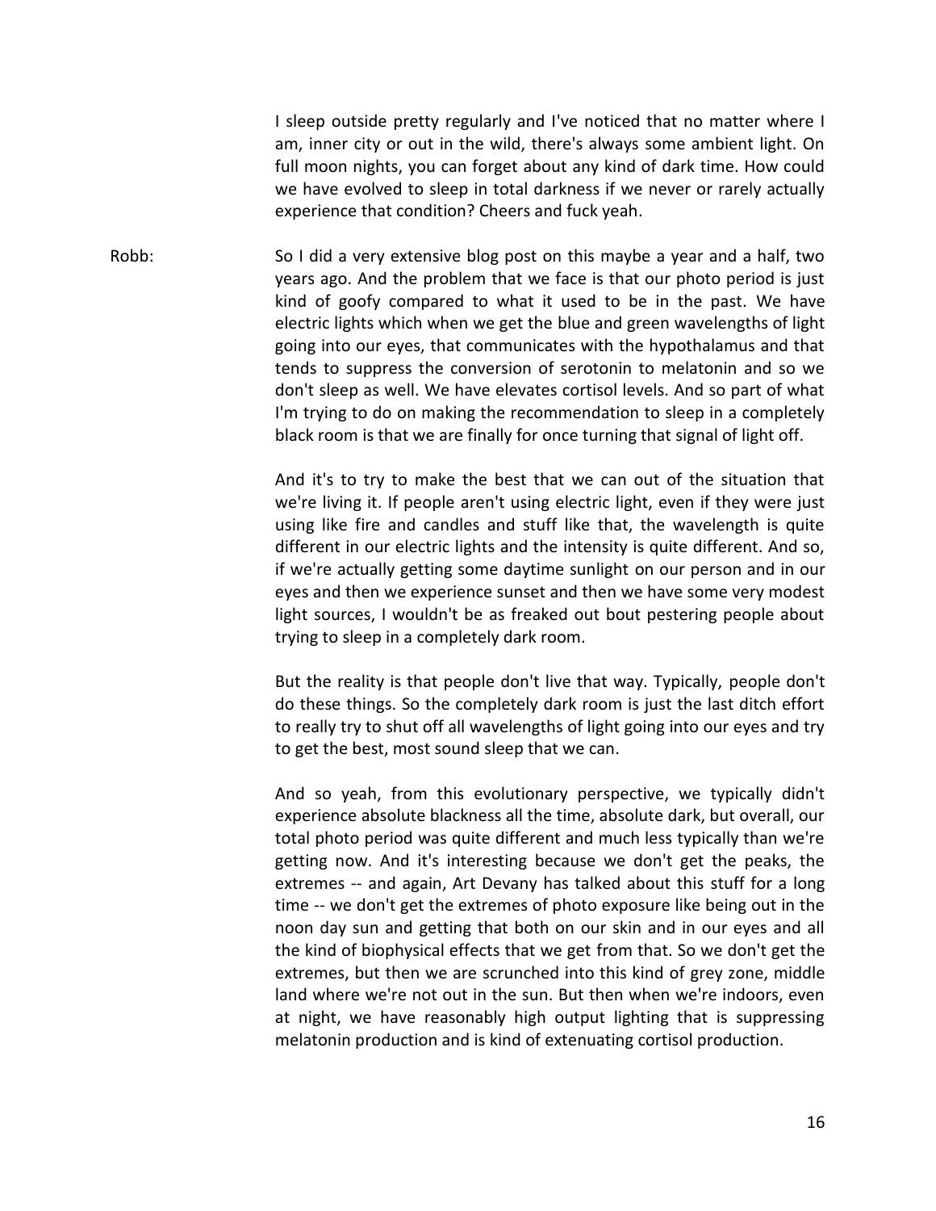I sleep outside pretty regularly and I've noticed that no matter where I am, inner city or out in the wild, there's always some ambient light. On full moon nights, you can forget about any kind of dark time. How could we have evolved to sleep in total darkness if we never or rarely actually experience that condition? Cheers and fuck yeah.

Robb: So I did a very extensive blog post on this maybe a year and a half, two years ago. And the problem that we face is that our photo period is just kind of goofy compared to what it used to be in the past. We have electric lights which when we get the blue and green wavelengths of light going into our eyes, that communicates with the hypothalamus and that tends to suppress the conversion of serotonin to melatonin and so we don't sleep as well. We have elevates cortisol levels. And so part of what I'm trying to do on making the recommendation to sleep in a completely black room is that we are finally for once turning that signal of light off.

And it's to try to make the best that we can out of the situation that we're living it. If people aren't using electric light, even if they were just using like fire and candles and stuff like that, the wavelength is quite different in our electric lights and the intensity is quite different. And so, if we're actually getting some daytime sunlight on our person and in our eyes and then we experience sunset and then we have some very modest light sources, I wouldn't be as freaked out bout pestering people about trying to sleep in a completely dark room.

But the reality is that people don't live that way. Typically, people don't do these things. So the completely dark room is just the last ditch effort to really try to shut off all wavelengths of light going into our eyes and try to get the best, most sound sleep that we can.

And so yeah, from this evolutionary perspective, we typically didn't experience absolute blackness all the time, absolute dark, but overall, our total photo period was quite different and much less typically than we're getting now. And it's interesting because we don't get the peaks, the extremes -- and again, Art Devany has talked about this stuff for a long time -- we don't get the extremes of photo exposure like being out in the noon day sun and getting that both on our skin and in our eyes and all the kind of biophysical effects that we get from that. So we don't get the extremes, but then we are scrunched into this kind of grey zone, middle land where we're not out in the sun. But then when we're indoors, even at night, we have reasonably high output lighting that is suppressing melatonin production and is kind of extenuating cortisol production.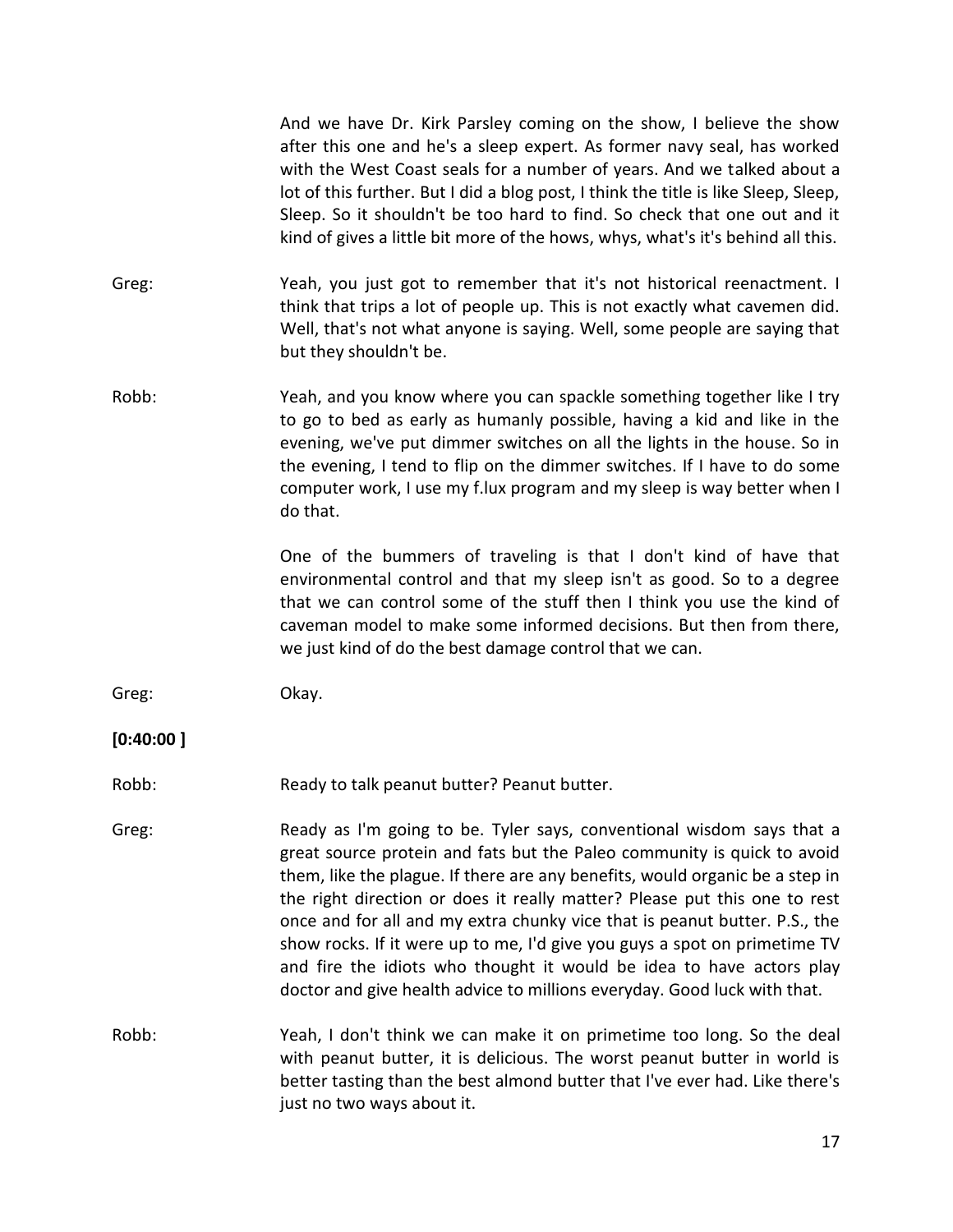And we have Dr. Kirk Parsley coming on the show, I believe the show after this one and he's a sleep expert. As former navy seal, has worked with the West Coast seals for a number of years. And we talked about a lot of this further. But I did a blog post, I think the title is like Sleep, Sleep, Sleep. So it shouldn't be too hard to find. So check that one out and it kind of gives a little bit more of the hows, whys, what's it's behind all this.

Greg: Yeah, you just got to remember that it's not historical reenactment. I think that trips a lot of people up. This is not exactly what cavemen did. Well, that's not what anyone is saying. Well, some people are saying that but they shouldn't be.

Robb: Yeah, and you know where you can spackle something together like I try to go to bed as early as humanly possible, having a kid and like in the evening, we've put dimmer switches on all the lights in the house. So in the evening, I tend to flip on the dimmer switches. If I have to do some computer work, I use my f.lux program and my sleep is way better when I do that.

One of the bummers of traveling is that I don't kind of have that environmental control and that my sleep isn't as good. So to a degree that we can control some of the stuff then I think you use the kind of caveman model to make some informed decisions. But then from there, we just kind of do the best damage control that we can.

Greg: Okay.

**[0:40:00 ]**

Robb: Ready to talk peanut butter? Peanut butter.

Greg: Ready as I'm going to be. Tyler says, conventional wisdom says that a great source protein and fats but the Paleo community is quick to avoid them, like the plague. If there are any benefits, would organic be a step in the right direction or does it really matter? Please put this one to rest once and for all and my extra chunky vice that is peanut butter. P.S., the show rocks. If it were up to me, I'd give you guys a spot on primetime TV and fire the idiots who thought it would be idea to have actors play doctor and give health advice to millions everyday. Good luck with that.

Robb: Yeah, I don't think we can make it on primetime too long. So the deal with peanut butter, it is delicious. The worst peanut butter in world is better tasting than the best almond butter that I've ever had. Like there's just no two ways about it.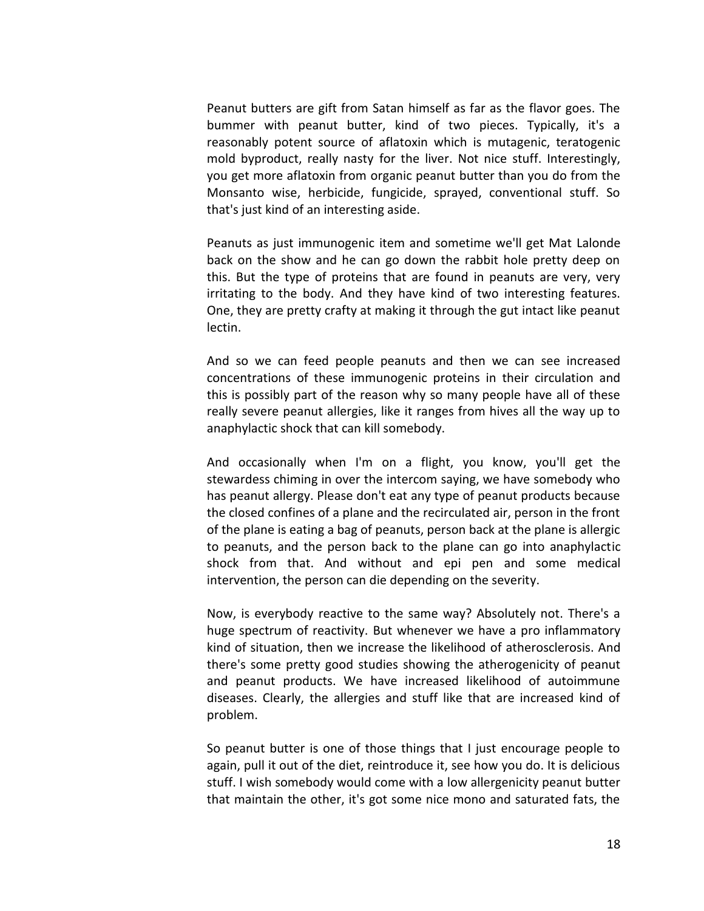Peanut butters are gift from Satan himself as far as the flavor goes. The bummer with peanut butter, kind of two pieces. Typically, it's a reasonably potent source of aflatoxin which is mutagenic, teratogenic mold byproduct, really nasty for the liver. Not nice stuff. Interestingly, you get more aflatoxin from organic peanut butter than you do from the Monsanto wise, herbicide, fungicide, sprayed, conventional stuff. So that's just kind of an interesting aside.

Peanuts as just immunogenic item and sometime we'll get Mat Lalonde back on the show and he can go down the rabbit hole pretty deep on this. But the type of proteins that are found in peanuts are very, very irritating to the body. And they have kind of two interesting features. One, they are pretty crafty at making it through the gut intact like peanut lectin.

And so we can feed people peanuts and then we can see increased concentrations of these immunogenic proteins in their circulation and this is possibly part of the reason why so many people have all of these really severe peanut allergies, like it ranges from hives all the way up to anaphylactic shock that can kill somebody.

And occasionally when I'm on a flight, you know, you'll get the stewardess chiming in over the intercom saying, we have somebody who has peanut allergy. Please don't eat any type of peanut products because the closed confines of a plane and the recirculated air, person in the front of the plane is eating a bag of peanuts, person back at the plane is allergic to peanuts, and the person back to the plane can go into anaphylactic shock from that. And without and epi pen and some medical intervention, the person can die depending on the severity.

Now, is everybody reactive to the same way? Absolutely not. There's a huge spectrum of reactivity. But whenever we have a pro inflammatory kind of situation, then we increase the likelihood of atherosclerosis. And there's some pretty good studies showing the atherogenicity of peanut and peanut products. We have increased likelihood of autoimmune diseases. Clearly, the allergies and stuff like that are increased kind of problem.

So peanut butter is one of those things that I just encourage people to again, pull it out of the diet, reintroduce it, see how you do. It is delicious stuff. I wish somebody would come with a low allergenicity peanut butter that maintain the other, it's got some nice mono and saturated fats, the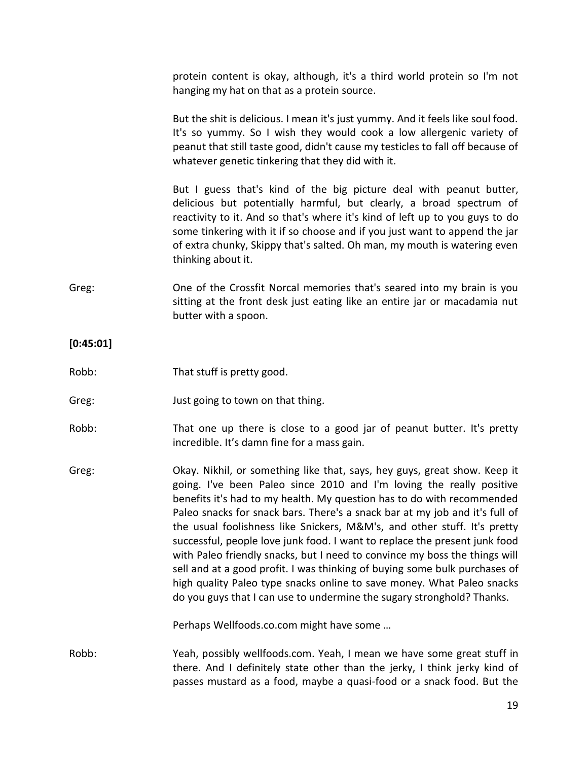protein content is okay, although, it's a third world protein so I'm not hanging my hat on that as a protein source.

But the shit is delicious. I mean it's just yummy. And it feels like soul food. It's so yummy. So I wish they would cook a low allergenic variety of peanut that still taste good, didn't cause my testicles to fall off because of whatever genetic tinkering that they did with it.

But I guess that's kind of the big picture deal with peanut butter, delicious but potentially harmful, but clearly, a broad spectrum of reactivity to it. And so that's where it's kind of left up to you guys to do some tinkering with it if so choose and if you just want to append the jar of extra chunky, Skippy that's salted. Oh man, my mouth is watering even thinking about it.

Greg: One of the Crossfit Norcal memories that's seared into my brain is you sitting at the front desk just eating like an entire jar or macadamia nut butter with a spoon.

**[0:45:01]**

Robb: That stuff is pretty good.

Greg: Just going to town on that thing.

Robb: That one up there is close to a good jar of peanut butter. It's pretty incredible. It's damn fine for a mass gain.

Greg: Okay. Nikhil, or something like that, says, hey guys, great show. Keep it going. I've been Paleo since 2010 and I'm loving the really positive benefits it's had to my health. My question has to do with recommended Paleo snacks for snack bars. There's a snack bar at my job and it's full of the usual foolishness like Snickers, M&M's, and other stuff. It's pretty successful, people love junk food. I want to replace the present junk food with Paleo friendly snacks, but I need to convince my boss the things will sell and at a good profit. I was thinking of buying some bulk purchases of high quality Paleo type snacks online to save money. What Paleo snacks do you guys that I can use to undermine the sugary stronghold? Thanks.

Perhaps Wellfoods.co.com might have some …

Robb: Yeah, possibly wellfoods.com. Yeah, I mean we have some great stuff in there. And I definitely state other than the jerky, I think jerky kind of passes mustard as a food, maybe a quasi-food or a snack food. But the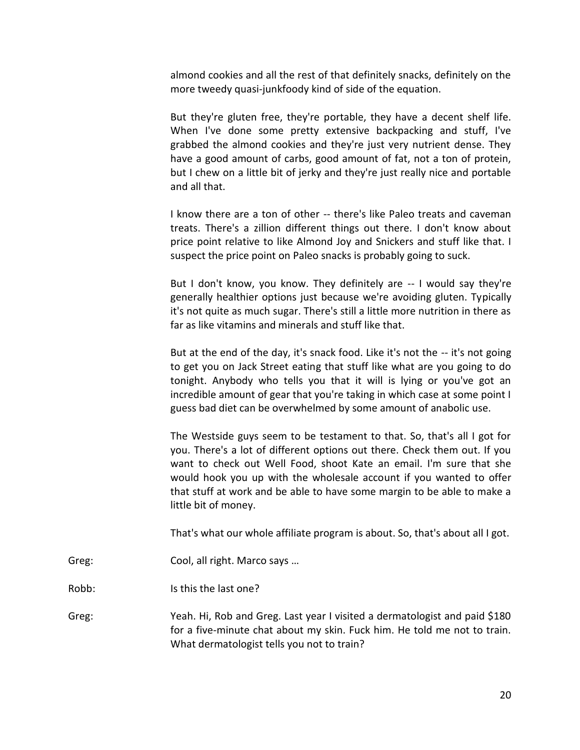almond cookies and all the rest of that definitely snacks, definitely on the more tweedy quasi-junkfoody kind of side of the equation.

But they're gluten free, they're portable, they have a decent shelf life. When I've done some pretty extensive backpacking and stuff, I've grabbed the almond cookies and they're just very nutrient dense. They have a good amount of carbs, good amount of fat, not a ton of protein, but I chew on a little bit of jerky and they're just really nice and portable and all that.

I know there are a ton of other -- there's like Paleo treats and caveman treats. There's a zillion different things out there. I don't know about price point relative to like Almond Joy and Snickers and stuff like that. I suspect the price point on Paleo snacks is probably going to suck.

But I don't know, you know. They definitely are -- I would say they're generally healthier options just because we're avoiding gluten. Typically it's not quite as much sugar. There's still a little more nutrition in there as far as like vitamins and minerals and stuff like that.

But at the end of the day, it's snack food. Like it's not the -- it's not going to get you on Jack Street eating that stuff like what are you going to do tonight. Anybody who tells you that it will is lying or you've got an incredible amount of gear that you're taking in which case at some point I guess bad diet can be overwhelmed by some amount of anabolic use.

The Westside guys seem to be testament to that. So, that's all I got for you. There's a lot of different options out there. Check them out. If you want to check out Well Food, shoot Kate an email. I'm sure that she would hook you up with the wholesale account if you wanted to offer that stuff at work and be able to have some margin to be able to make a little bit of money.

That's what our whole affiliate program is about. So, that's about all I got.

Greg: Cool, all right. Marco says …

Robb: Is this the last one?

Greg: Yeah. Hi, Rob and Greg. Last year I visited a dermatologist and paid $180 for a five-minute chat about my skin. Fuck him. He told me not to train. What dermatologist tells you not to train?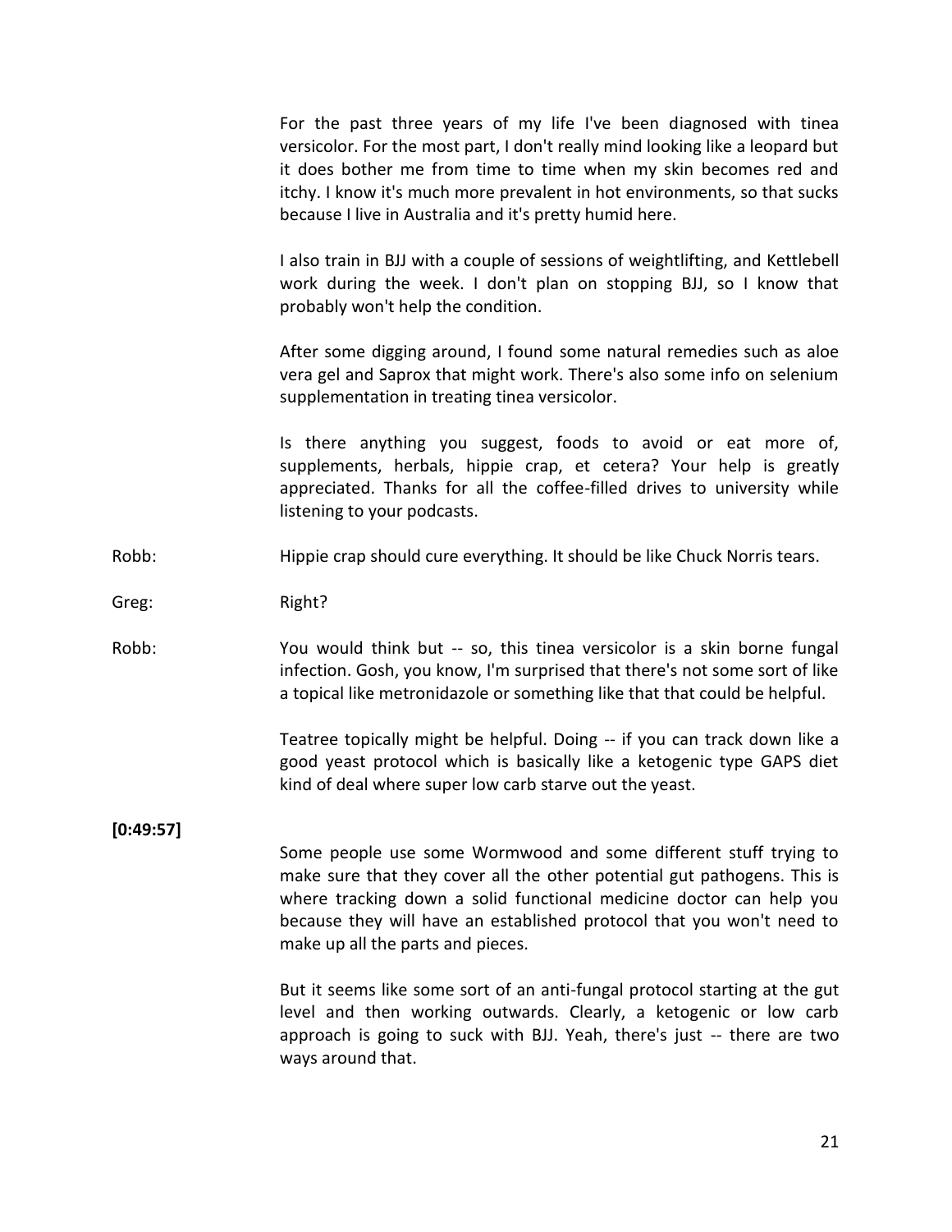For the past three years of my life I've been diagnosed with tinea versicolor. For the most part, I don't really mind looking like a leopard but it does bother me from time to time when my skin becomes red and itchy. I know it's much more prevalent in hot environments, so that sucks because I live in Australia and it's pretty humid here.

I also train in BJJ with a couple of sessions of weightlifting, and Kettlebell work during the week. I don't plan on stopping BJJ, so I know that probably won't help the condition.

After some digging around, I found some natural remedies such as aloe vera gel and Saprox that might work. There's also some info on selenium supplementation in treating tinea versicolor.

Is there anything you suggest, foods to avoid or eat more of, supplements, herbals, hippie crap, et cetera? Your help is greatly appreciated. Thanks for all the coffee-filled drives to university while listening to your podcasts.

Robb: Hippie crap should cure everything. It should be like Chuck Norris tears.

Greg: Right?

Robb: You would think but -- so, this tinea versicolor is a skin borne fungal infection. Gosh, you know, I'm surprised that there's not some sort of like a topical like metronidazole or something like that that could be helpful.

Teatree topically might be helpful. Doing -- if you can track down like a good yeast protocol which is basically like a ketogenic type GAPS diet kind of deal where super low carb starve out the yeast.

**[0:49:57]**

Some people use some Wormwood and some different stuff trying to make sure that they cover all the other potential gut pathogens. This is where tracking down a solid functional medicine doctor can help you because they will have an established protocol that you won't need to make up all the parts and pieces.

But it seems like some sort of an anti-fungal protocol starting at the gut level and then working outwards. Clearly, a ketogenic or low carb approach is going to suck with BJJ. Yeah, there's just -- there are two ways around that.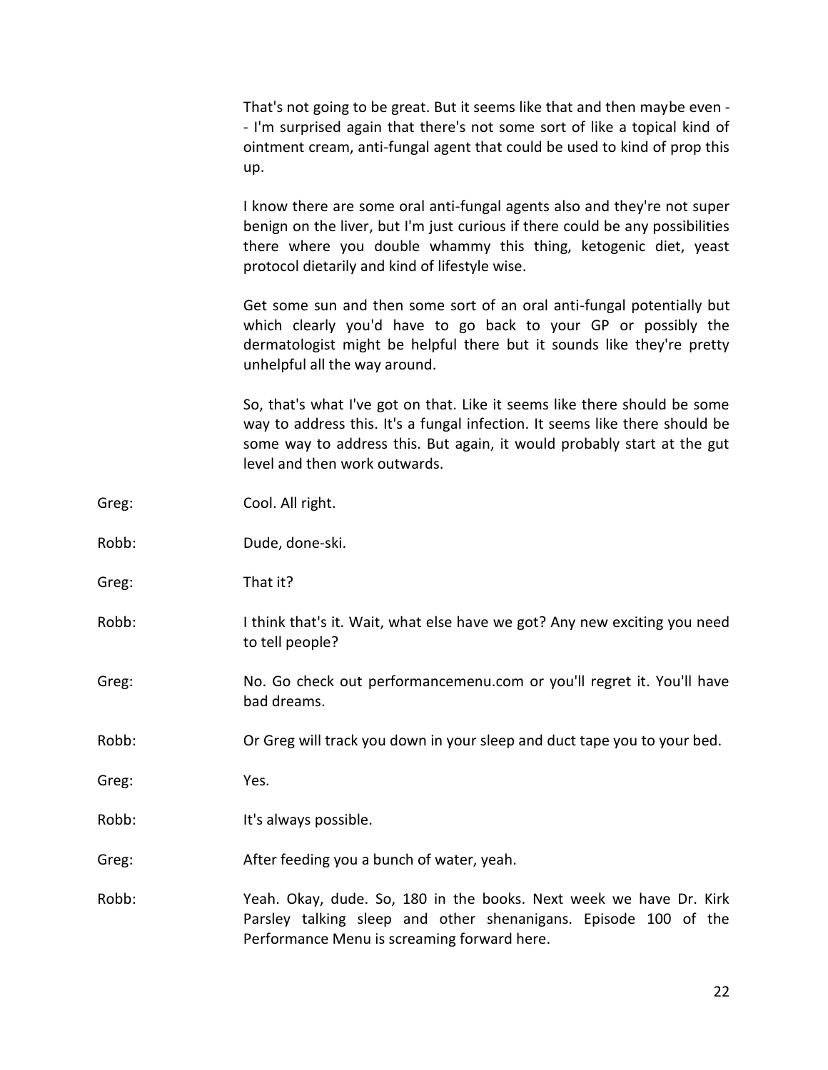That's not going to be great. But it seems like that and then maybe even -- I'm surprised again that there's not some sort of like a topical kind of ointment cream, anti-fungal agent that could be used to kind of prop this up.

I know there are some oral anti-fungal agents also and they're not super benign on the liver, but I'm just curious if there could be any possibilities there where you double whammy this thing, ketogenic diet, yeast protocol dietarily and kind of lifestyle wise.

Get some sun and then some sort of an oral anti-fungal potentially but which clearly you'd have to go back to your GP or possibly the dermatologist might be helpful there but it sounds like they're pretty unhelpful all the way around.

So, that's what I've got on that. Like it seems like there should be some way to address this. It's a fungal infection. It seems like there should be some way to address this. But again, it would probably start at the gut level and then work outwards.

Greg: Cool. All right.

Robb: Dude, done-ski.

Greg: That it?

Robb: I think that's it. Wait, what else have we got? Any new exciting you need to tell people?

Greg: No. Go check out performancemenu.com or you'll regret it. You'll have bad dreams.

Robb: Or Greg will track you down in your sleep and duct tape you to your bed.

Greg: Yes.

Robb: It's always possible.

Greg: After feeding you a bunch of water, yeah.

Robb: Yeah. Okay, dude. So, 180 in the books. Next week we have Dr. Kirk Parsley talking sleep and other shenanigans. Episode 100 of the Performance Menu is screaming forward here.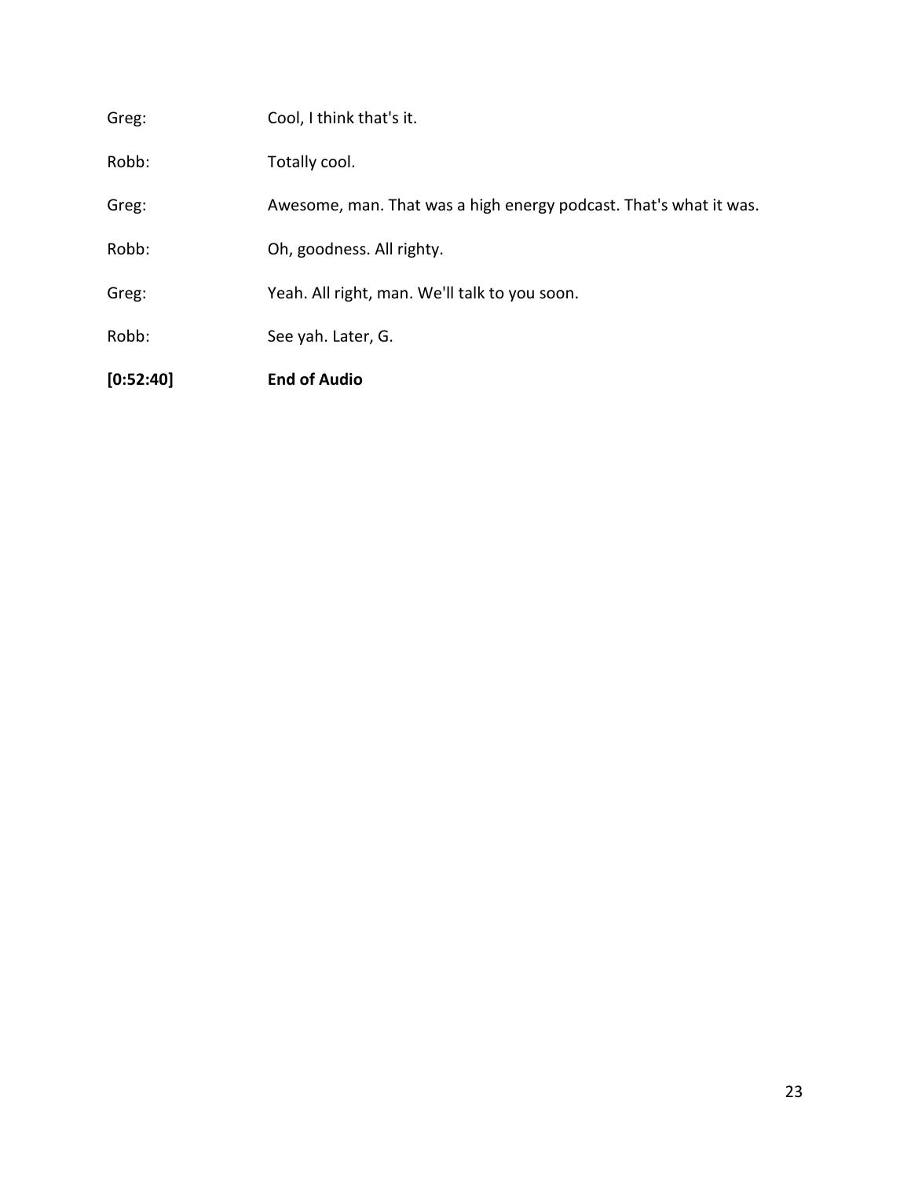Greg: Cool, I think that's it.

Robb: Totally cool.

Greg: Awesome, man. That was a high energy podcast. That's what it was.

Robb: Oh, goodness. All righty.

Greg: Yeah. All right, man. We'll talk to you soon.

Robb: See yah. Later, G.

**[0:52:40]** **End of Audio**